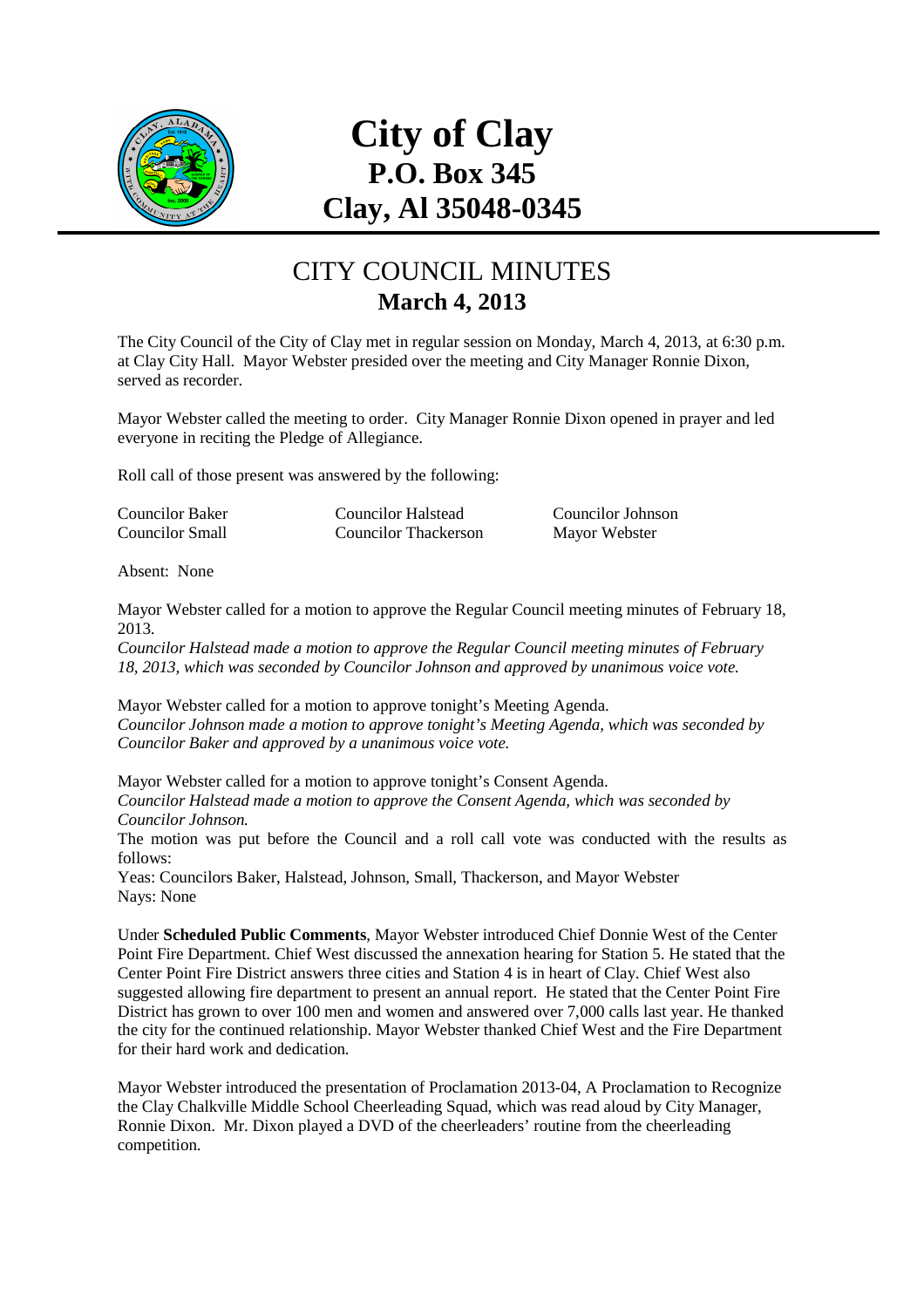# City of Clay
## P.O. Box 345
## Clay, Al 35048-0345

## CITY COUNCIL MINUTES
### March 4, 2013

The City Council of the City of Clay met in regular session on Monday, March 4, 2013, at 6:30 p.m. at Clay City Hall. Mayor Webster presided over the meeting and City Manager Ronnie Dixon, served as recorder.

Mayor Webster called the meeting to order. City Manager Ronnie Dixon opened in prayer and led everyone in reciting the Pledge of Allegiance.

Roll call of those present was answered by the following:

| | | |
|---|---|---|
| Councilor Baker | Councilor Halstead | Councilor Johnson |
| Councilor Small | Councilor Thackerson | Mayor Webster |

Absent: None

Mayor Webster called for a motion to approve the Regular Council meeting minutes of February 18, 2013.

*Councilor Halstead made a motion to approve the Regular Council meeting minutes of February 18, 2013, which was seconded by Councilor Johnson and approved by unanimous voice vote.*

Mayor Webster called for a motion to approve tonight's Meeting Agenda.

*Councilor Johnson made a motion to approve tonight's Meeting Agenda, which was seconded by Councilor Baker and approved by a unanimous voice vote.*

Mayor Webster called for a motion to approve tonight's Consent Agenda.

*Councilor Halstead made a motion to approve the Consent Agenda, which was seconded by Councilor Johnson.*

The motion was put before the Council and a roll call vote was conducted with the results as follows:

Yeas: Councilors Baker, Halstead, Johnson, Small, Thackerson, and Mayor Webster
Nays: None

Under **Scheduled Public Comments**, Mayor Webster introduced Chief Donnie West of the Center Point Fire Department. Chief West discussed the annexation hearing for Station 5. He stated that the Center Point Fire District answers three cities and Station 4 is in heart of Clay. Chief West also suggested allowing fire department to present an annual report. He stated that the Center Point Fire District has grown to over 100 men and women and answered over 7,000 calls last year. He thanked the city for the continued relationship. Mayor Webster thanked Chief West and the Fire Department for their hard work and dedication.

Mayor Webster introduced the presentation of Proclamation 2013-04, A Proclamation to Recognize the Clay Chalkville Middle School Cheerleading Squad, which was read aloud by City Manager, Ronnie Dixon. Mr. Dixon played a DVD of the cheerleaders' routine from the cheerleading competition.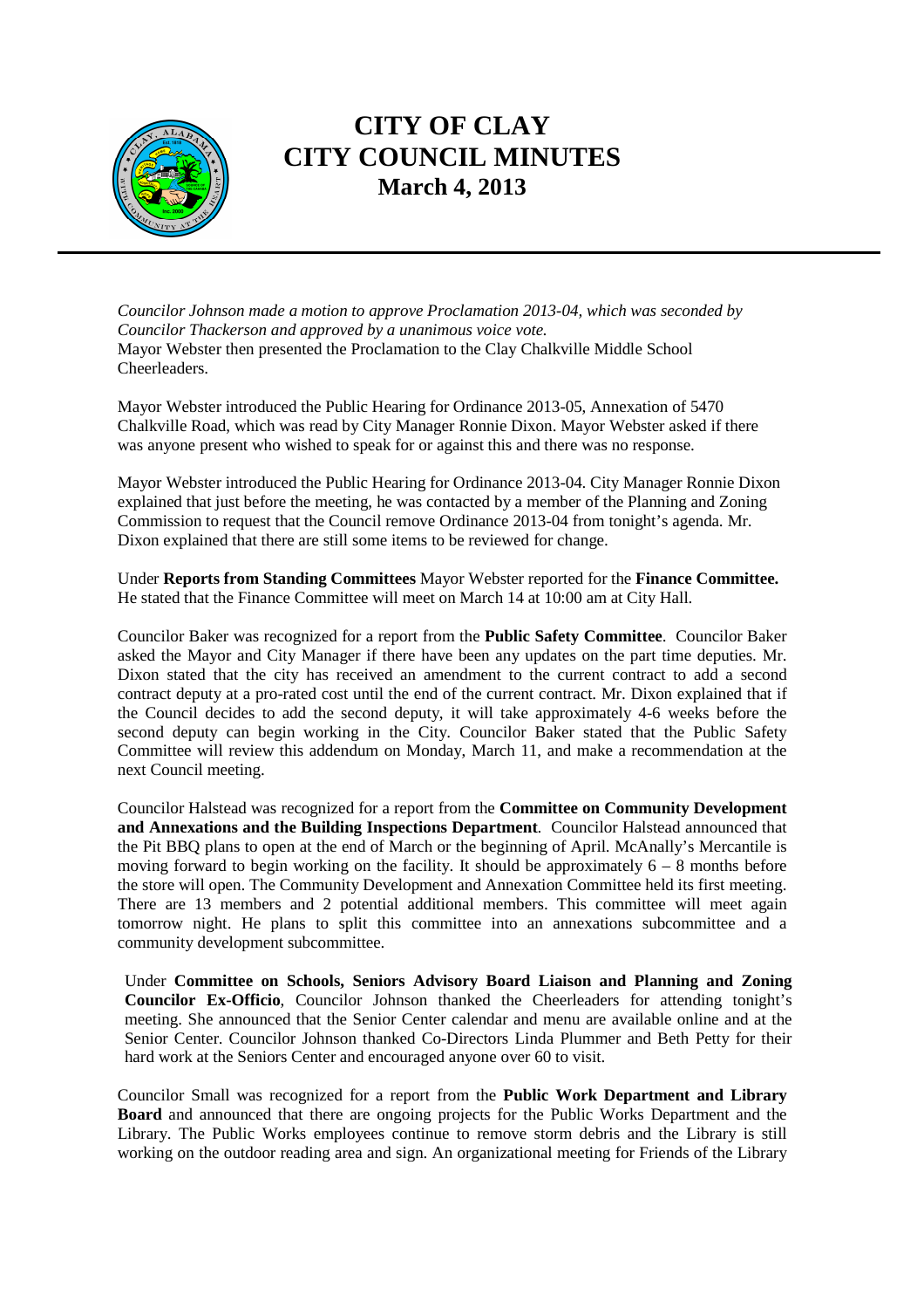// CITY OF CLAY
// CITY COUNCIL MINUTES
// March 4, 2013

*Councilor Johnson made a motion to approve Proclamation 2013-04, which was seconded by Councilor Thackerson and approved by a unanimous voice vote.*
Mayor Webster then presented the Proclamation to the Clay Chalkville Middle School Cheerleaders.

Mayor Webster introduced the Public Hearing for Ordinance 2013-05, Annexation of 5470 Chalkville Road, which was read by City Manager Ronnie Dixon. Mayor Webster asked if there was anyone present who wished to speak for or against this and there was no response.

Mayor Webster introduced the Public Hearing for Ordinance 2013-04. City Manager Ronnie Dixon explained that just before the meeting, he was contacted by a member of the Planning and Zoning Commission to request that the Council remove Ordinance 2013-04 from tonight's agenda. Mr. Dixon explained that there are still some items to be reviewed for change.

Under **Reports from Standing Committees** Mayor Webster reported for the **Finance Committee.** He stated that the Finance Committee will meet on March 14 at 10:00 am at City Hall.

Councilor Baker was recognized for a report from the **Public Safety Committee**. Councilor Baker asked the Mayor and City Manager if there have been any updates on the part time deputies. Mr. Dixon stated that the city has received an amendment to the current contract to add a second contract deputy at a pro-rated cost until the end of the current contract. Mr. Dixon explained that if the Council decides to add the second deputy, it will take approximately 4-6 weeks before the second deputy can begin working in the City. Councilor Baker stated that the Public Safety Committee will review this addendum on Monday, March 11, and make a recommendation at the next Council meeting.

Councilor Halstead was recognized for a report from the **Committee on Community Development and Annexations and the Building Inspections Department**. Councilor Halstead announced that the Pit BBQ plans to open at the end of March or the beginning of April. McAnally's Mercantile is moving forward to begin working on the facility. It should be approximately 6 – 8 months before the store will open. The Community Development and Annexation Committee held its first meeting. There are 13 members and 2 potential additional members. This committee will meet again tomorrow night. He plans to split this committee into an annexations subcommittee and a community development subcommittee.

Under **Committee on Schools, Seniors Advisory Board Liaison and Planning and Zoning Councilor Ex-Officio**, Councilor Johnson thanked the Cheerleaders for attending tonight's meeting. She announced that the Senior Center calendar and menu are available online and at the Senior Center. Councilor Johnson thanked Co-Directors Linda Plummer and Beth Petty for their hard work at the Seniors Center and encouraged anyone over 60 to visit.

Councilor Small was recognized for a report from the **Public Work Department and Library Board** and announced that there are ongoing projects for the Public Works Department and the Library. The Public Works employees continue to remove storm debris and the Library is still working on the outdoor reading area and sign. An organizational meeting for Friends of the Library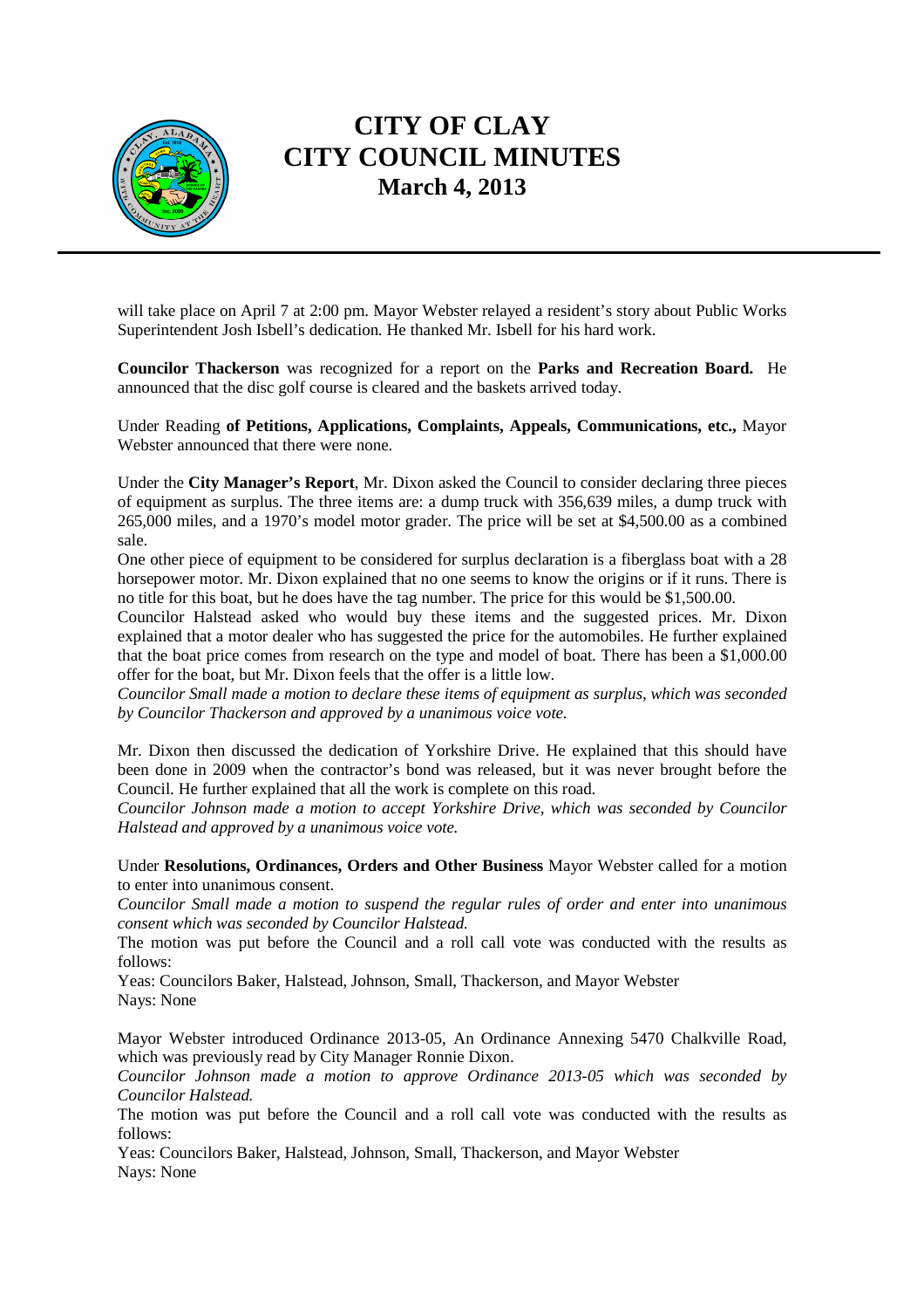will take place on April 7 at 2:00 pm. Mayor Webster relayed a resident's story about Public Works Superintendent Josh Isbell's dedication. He thanked Mr. Isbell for his hard work.

**Councilor Thackerson** was recognized for a report on the **Parks and Recreation Board.** He announced that the disc golf course is cleared and the baskets arrived today.

Under Reading **of Petitions, Applications, Complaints, Appeals, Communications, etc.,** Mayor Webster announced that there were none.

Under the **City Manager's Report**, Mr. Dixon asked the Council to consider declaring three pieces of equipment as surplus. The three items are: a dump truck with 356,639 miles, a dump truck with 265,000 miles, and a 1970's model motor grader. The price will be set at $4,500.00 as a combined sale.

One other piece of equipment to be considered for surplus declaration is a fiberglass boat with a 28 horsepower motor. Mr. Dixon explained that no one seems to know the origins or if it runs. There is no title for this boat, but he does have the tag number. The price for this would be $1,500.00.

Councilor Halstead asked who would buy these items and the suggested prices. Mr. Dixon explained that a motor dealer who has suggested the price for the automobiles. He further explained that the boat price comes from research on the type and model of boat. There has been a $1,000.00 offer for the boat, but Mr. Dixon feels that the offer is a little low.

*Councilor Small made a motion to declare these items of equipment as surplus, which was seconded by Councilor Thackerson and approved by a unanimous voice vote.*

Mr. Dixon then discussed the dedication of Yorkshire Drive. He explained that this should have been done in 2009 when the contractor's bond was released, but it was never brought before the Council. He further explained that all the work is complete on this road.

*Councilor Johnson made a motion to accept Yorkshire Drive, which was seconded by Councilor Halstead and approved by a unanimous voice vote.*

Under **Resolutions, Ordinances, Orders and Other Business** Mayor Webster called for a motion to enter into unanimous consent.

*Councilor Small made a motion to suspend the regular rules of order and enter into unanimous consent which was seconded by Councilor Halstead.*

The motion was put before the Council and a roll call vote was conducted with the results as follows:

Yeas: Councilors Baker, Halstead, Johnson, Small, Thackerson, and Mayor Webster
Nays: None

Mayor Webster introduced Ordinance 2013-05, An Ordinance Annexing 5470 Chalkville Road, which was previously read by City Manager Ronnie Dixon.

*Councilor Johnson made a motion to approve Ordinance 2013-05 which was seconded by Councilor Halstead.*

The motion was put before the Council and a roll call vote was conducted with the results as follows:

Yeas: Councilors Baker, Halstead, Johnson, Small, Thackerson, and Mayor Webster
Nays: None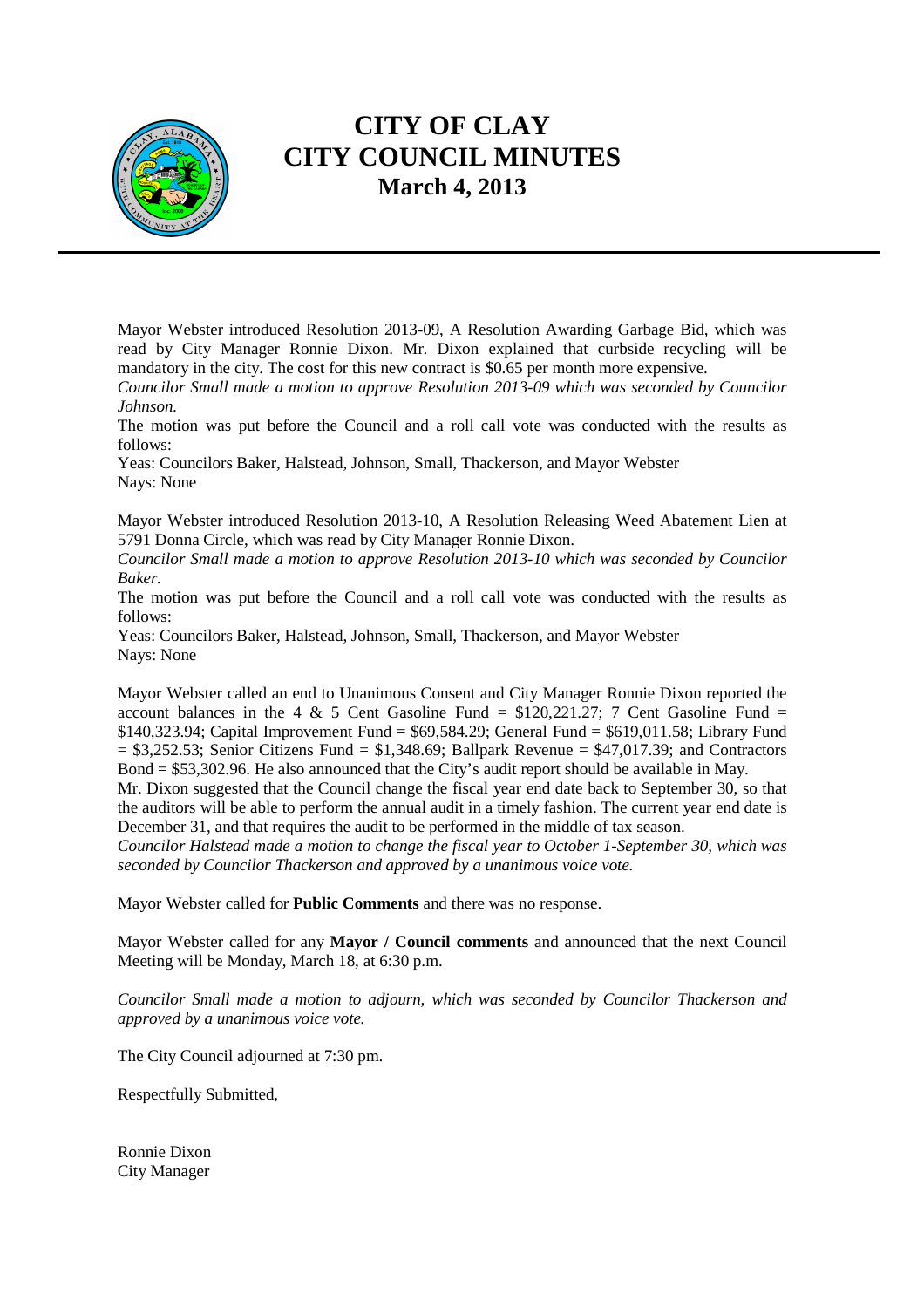# CITY OF CLAY
# CITY COUNCIL MINUTES
## March 4, 2013

Mayor Webster introduced Resolution 2013-09, A Resolution Awarding Garbage Bid, which was read by City Manager Ronnie Dixon. Mr. Dixon explained that curbside recycling will be mandatory in the city. The cost for this new contract is $0.65 per month more expensive.

*Councilor Small made a motion to approve Resolution 2013-09 which was seconded by Councilor Johnson.*

The motion was put before the Council and a roll call vote was conducted with the results as follows:

Yeas: Councilors Baker, Halstead, Johnson, Small, Thackerson, and Mayor Webster
Nays: None

Mayor Webster introduced Resolution 2013-10, A Resolution Releasing Weed Abatement Lien at 5791 Donna Circle, which was read by City Manager Ronnie Dixon.

*Councilor Small made a motion to approve Resolution 2013-10 which was seconded by Councilor Baker.*

The motion was put before the Council and a roll call vote was conducted with the results as follows:

Yeas: Councilors Baker, Halstead, Johnson, Small, Thackerson, and Mayor Webster
Nays: None

Mayor Webster called an end to Unanimous Consent and City Manager Ronnie Dixon reported the account balances in the 4 & 5 Cent Gasoline Fund = $120,221.27; 7 Cent Gasoline Fund = $140,323.94; Capital Improvement Fund = $69,584.29; General Fund = $619,011.58; Library Fund = $3,252.53; Senior Citizens Fund = $1,348.69; Ballpark Revenue = $47,017.39; and Contractors Bond = $53,302.96. He also announced that the City's audit report should be available in May.

Mr. Dixon suggested that the Council change the fiscal year end date back to September 30, so that the auditors will be able to perform the annual audit in a timely fashion. The current year end date is December 31, and that requires the audit to be performed in the middle of tax season.

*Councilor Halstead made a motion to change the fiscal year to October 1-September 30, which was seconded by Councilor Thackerson and approved by a unanimous voice vote.*

Mayor Webster called for **Public Comments** and there was no response.

Mayor Webster called for any **Mayor / Council comments** and announced that the next Council Meeting will be Monday, March 18, at 6:30 p.m.

*Councilor Small made a motion to adjourn, which was seconded by Councilor Thackerson and approved by a unanimous voice vote.*

The City Council adjourned at 7:30 pm.

Respectfully Submitted,

Ronnie Dixon
City Manager